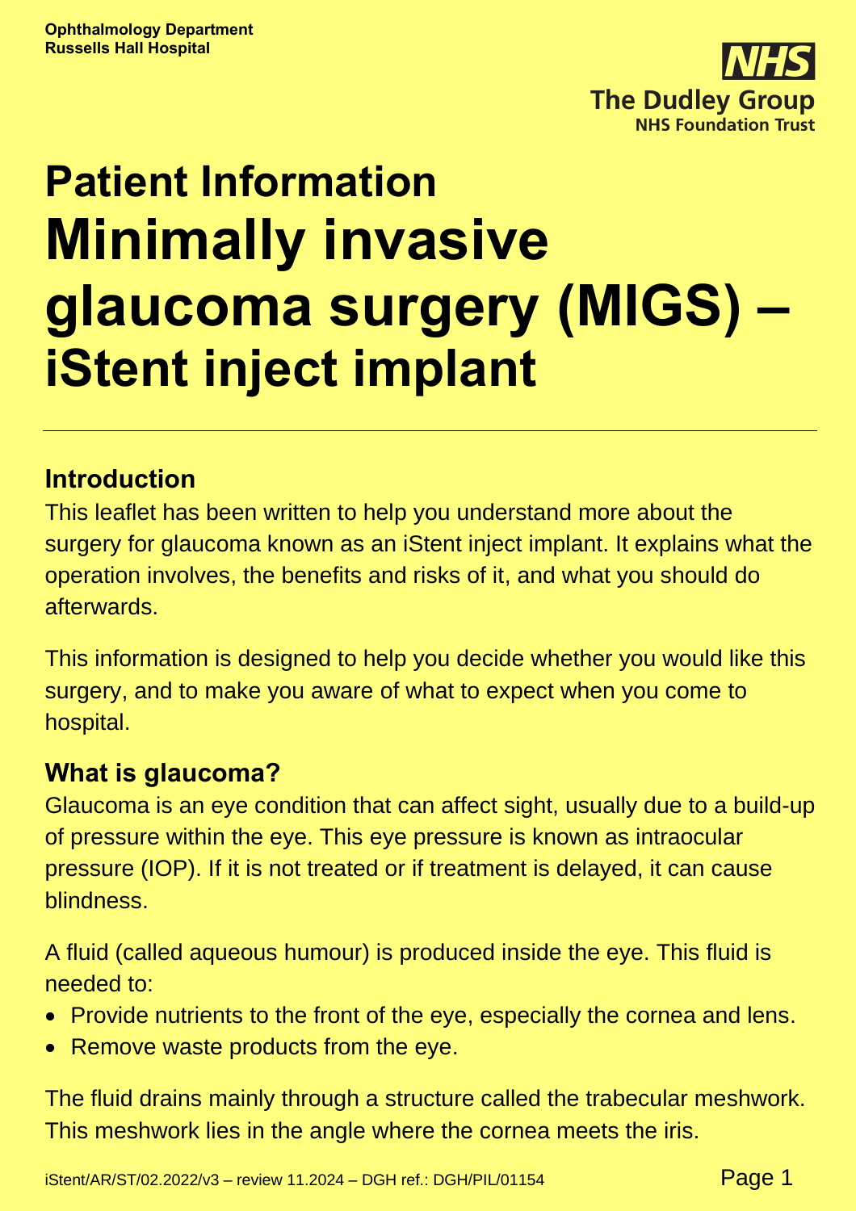Ophthalmology Department
Russells Hall Hospital

NHS
The Dudley Group
NHS Foundation Trust

# Patient Information
# Minimally invasive glaucoma surgery (MIGS) – iStent inject implant

## Introduction

This leaflet has been written to help you understand more about the surgery for glaucoma known as an iStent inject implant. It explains what the operation involves, the benefits and risks of it, and what you should do afterwards.

This information is designed to help you decide whether you would like this surgery, and to make you aware of what to expect when you come to hospital.

## What is glaucoma?

Glaucoma is an eye condition that can affect sight, usually due to a build-up of pressure within the eye. This eye pressure is known as intraocular pressure (IOP). If it is not treated or if treatment is delayed, it can cause blindness.

A fluid (called aqueous humour) is produced inside the eye. This fluid is needed to:

- Provide nutrients to the front of the eye, especially the cornea and lens.
- Remove waste products from the eye.

The fluid drains mainly through a structure called the trabecular meshwork. This meshwork lies in the angle where the cornea meets the iris.

iStent/AR/ST/02.2022/v3 – review 11.2024 – DGH ref.: DGH/PIL/01154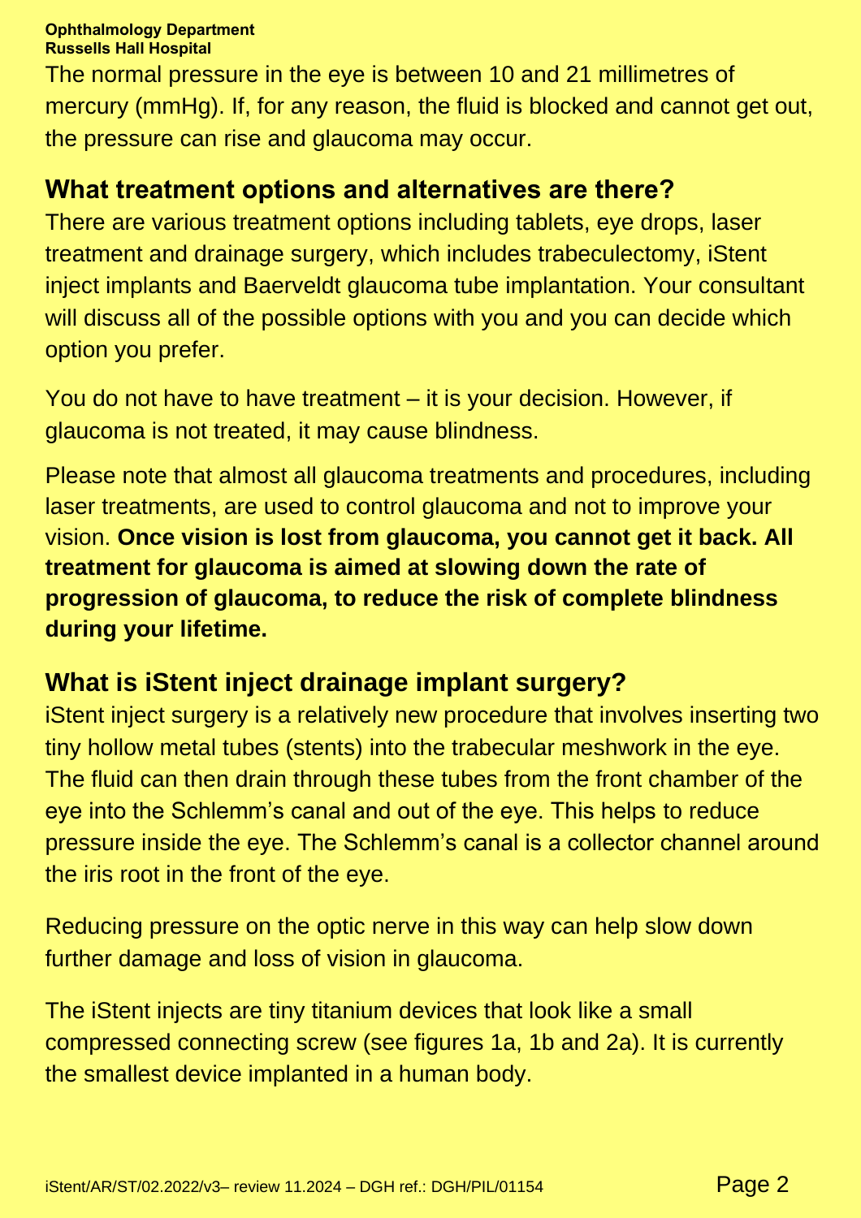The normal pressure in the eye is between 10 and 21 millimetres of mercury (mmHg). If, for any reason, the fluid is blocked and cannot get out, the pressure can rise and glaucoma may occur.

## What treatment options and alternatives are there?

There are various treatment options including tablets, eye drops, laser treatment and drainage surgery, which includes trabeculectomy, iStent inject implants and Baerveldt glaucoma tube implantation. Your consultant will discuss all of the possible options with you and you can decide which option you prefer.

You do not have to have treatment – it is your decision. However, if glaucoma is not treated, it may cause blindness.

Please note that almost all glaucoma treatments and procedures, including laser treatments, are used to control glaucoma and not to improve your vision. **Once vision is lost from glaucoma, you cannot get it back. All treatment for glaucoma is aimed at slowing down the rate of progression of glaucoma, to reduce the risk of complete blindness during your lifetime.**

## What is iStent inject drainage implant surgery?

iStent inject surgery is a relatively new procedure that involves inserting two tiny hollow metal tubes (stents) into the trabecular meshwork in the eye. The fluid can then drain through these tubes from the front chamber of the eye into the Schlemm's canal and out of the eye. This helps to reduce pressure inside the eye. The Schlemm's canal is a collector channel around the iris root in the front of the eye.

Reducing pressure on the optic nerve in this way can help slow down further damage and loss of vision in glaucoma.

The iStent injects are tiny titanium devices that look like a small compressed connecting screw (see figures 1a, 1b and 2a). It is currently the smallest device implanted in a human body.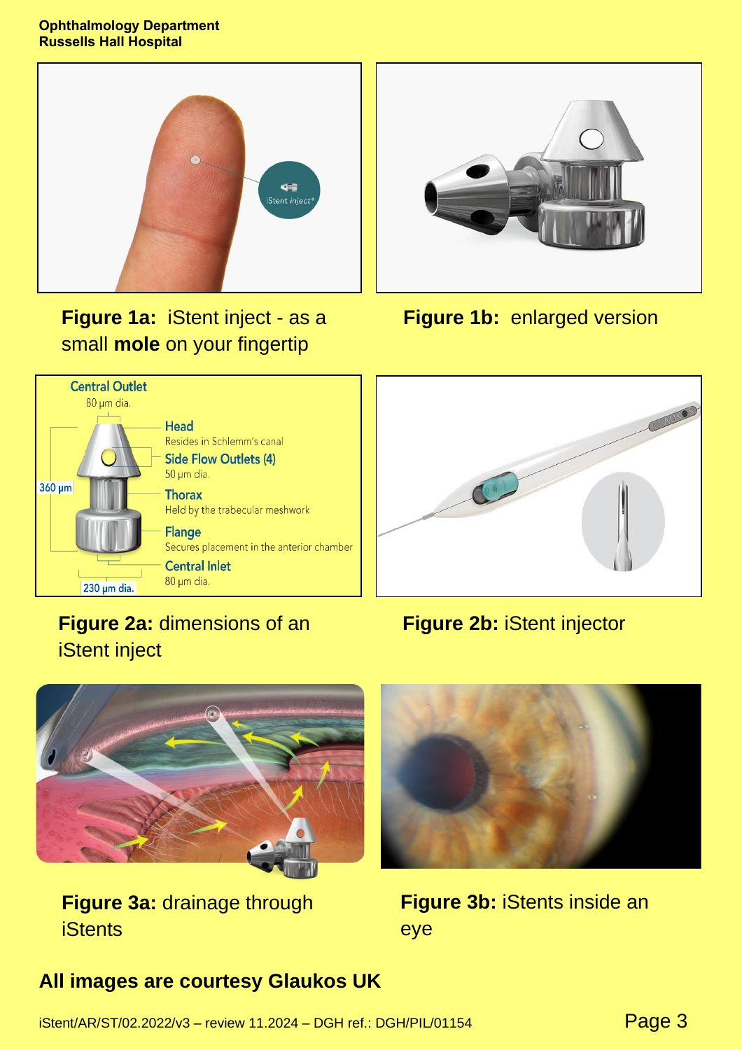**Figure 1a:** iStent inject - as a small **mole** on your fingertip

**Figure 1b:** enlarged version

Central Outlet
80 µm dia.

Head
Resides in Schlemm's canal

Side Flow Outlets (4)
50 µm dia.

360 µm

Thorax
Held by the trabecular meshwork

Flange
Secures placement in the anterior chamber

Central Inlet
80 µm dia.

230 µm dia.

**Figure 2a:** dimensions of an iStent inject

**Figure 2b:** iStent injector

**Figure 3a:** drainage through iStents

**Figure 3b:** iStents inside an eye

**All images are courtesy Glaukos UK**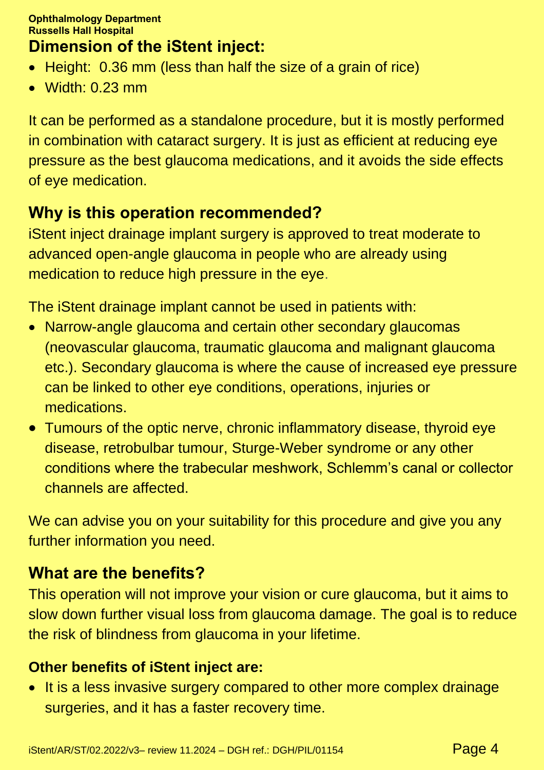## Dimension of the iStent inject:

- Height: 0.36 mm (less than half the size of a grain of rice)
- Width: 0.23 mm

It can be performed as a standalone procedure, but it is mostly performed in combination with cataract surgery. It is just as efficient at reducing eye pressure as the best glaucoma medications, and it avoids the side effects of eye medication.

## Why is this operation recommended?

iStent inject drainage implant surgery is approved to treat moderate to advanced open-angle glaucoma in people who are already using medication to reduce high pressure in the eye.

The iStent drainage implant cannot be used in patients with:

- Narrow-angle glaucoma and certain other secondary glaucomas (neovascular glaucoma, traumatic glaucoma and malignant glaucoma etc.). Secondary glaucoma is where the cause of increased eye pressure can be linked to other eye conditions, operations, injuries or medications.
- Tumours of the optic nerve, chronic inflammatory disease, thyroid eye disease, retrobulbar tumour, Sturge-Weber syndrome or any other conditions where the trabecular meshwork, Schlemm's canal or collector channels are affected.

We can advise you on your suitability for this procedure and give you any further information you need.

## What are the benefits?

This operation will not improve your vision or cure glaucoma, but it aims to slow down further visual loss from glaucoma damage. The goal is to reduce the risk of blindness from glaucoma in your lifetime.

### Other benefits of iStent inject are:

- It is a less invasive surgery compared to other more complex drainage surgeries, and it has a faster recovery time.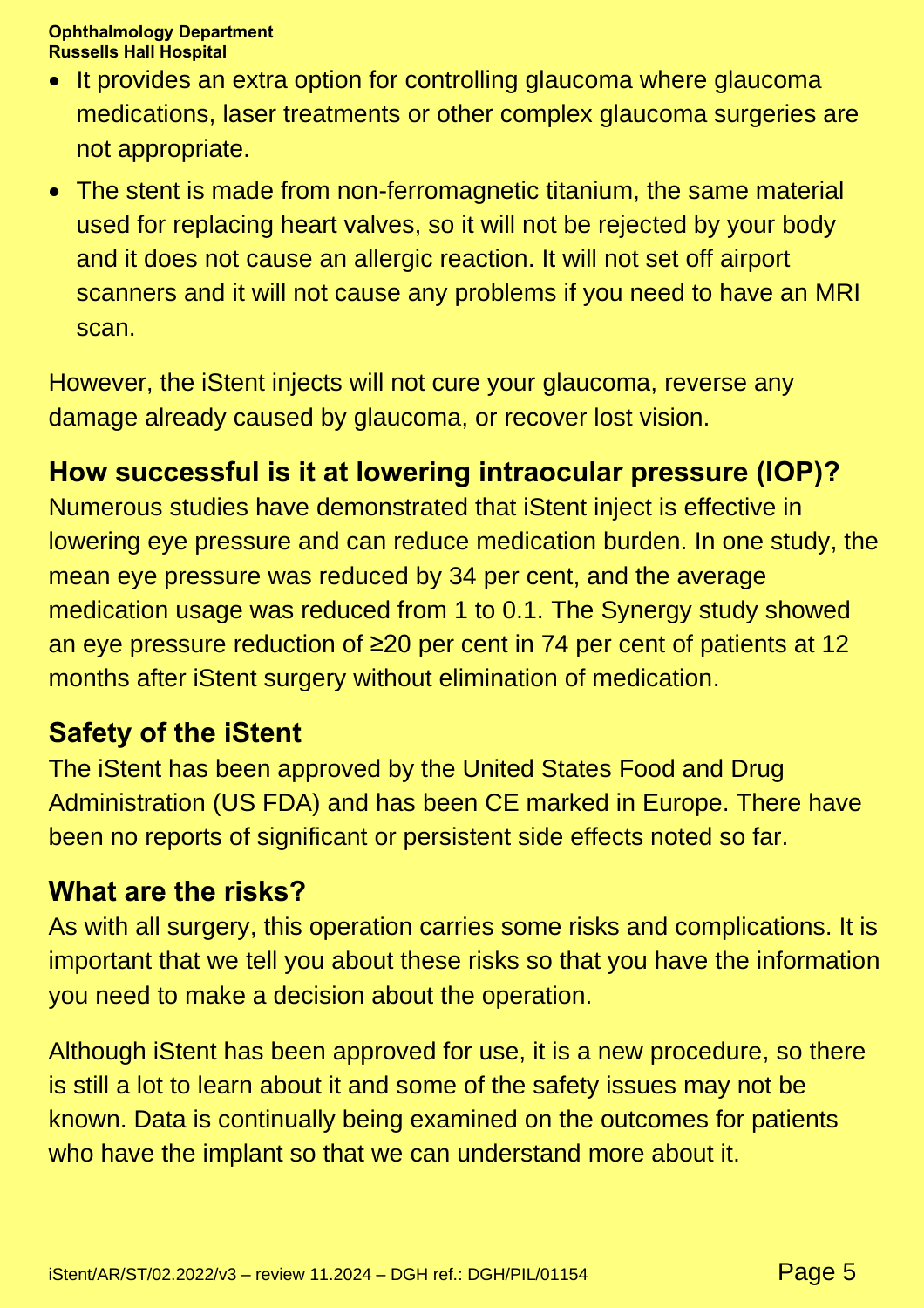- It provides an extra option for controlling glaucoma where glaucoma medications, laser treatments or other complex glaucoma surgeries are not appropriate.
- The stent is made from non-ferromagnetic titanium, the same material used for replacing heart valves, so it will not be rejected by your body and it does not cause an allergic reaction. It will not set off airport scanners and it will not cause any problems if you need to have an MRI scan.

However, the iStent injects will not cure your glaucoma, reverse any damage already caused by glaucoma, or recover lost vision.

## How successful is it at lowering intraocular pressure (IOP)?

Numerous studies have demonstrated that iStent inject is effective in lowering eye pressure and can reduce medication burden. In one study, the mean eye pressure was reduced by 34 per cent, and the average medication usage was reduced from 1 to 0.1. The Synergy study showed an eye pressure reduction of ≥20 per cent in 74 per cent of patients at 12 months after iStent surgery without elimination of medication.

## Safety of the iStent

The iStent has been approved by the United States Food and Drug Administration (US FDA) and has been CE marked in Europe. There have been no reports of significant or persistent side effects noted so far.

## What are the risks?

As with all surgery, this operation carries some risks and complications. It is important that we tell you about these risks so that you have the information you need to make a decision about the operation.

Although iStent has been approved for use, it is a new procedure, so there is still a lot to learn about it and some of the safety issues may not be known. Data is continually being examined on the outcomes for patients who have the implant so that we can understand more about it.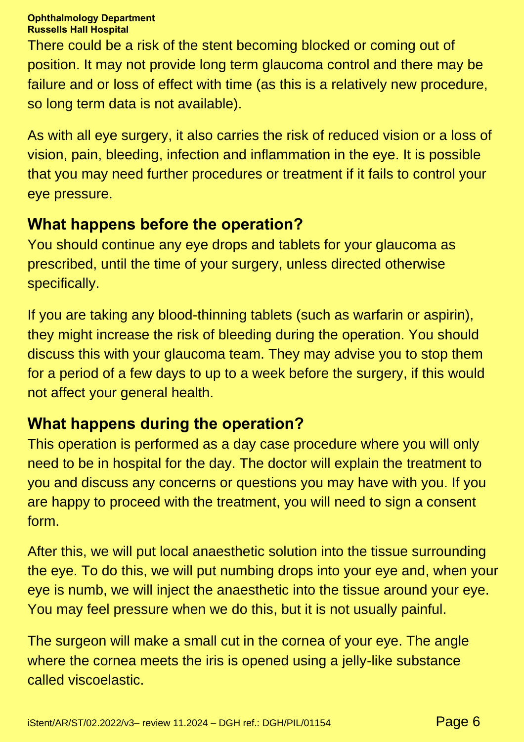There could be a risk of the stent becoming blocked or coming out of position. It may not provide long term glaucoma control and there may be failure and or loss of effect with time (as this is a relatively new procedure, so long term data is not available).

As with all eye surgery, it also carries the risk of reduced vision or a loss of vision, pain, bleeding, infection and inflammation in the eye. It is possible that you may need further procedures or treatment if it fails to control your eye pressure.

## What happens before the operation?

You should continue any eye drops and tablets for your glaucoma as prescribed, until the time of your surgery, unless directed otherwise specifically.

If you are taking any blood-thinning tablets (such as warfarin or aspirin), they might increase the risk of bleeding during the operation. You should discuss this with your glaucoma team. They may advise you to stop them for a period of a few days to up to a week before the surgery, if this would not affect your general health.

## What happens during the operation?

This operation is performed as a day case procedure where you will only need to be in hospital for the day. The doctor will explain the treatment to you and discuss any concerns or questions you may have with you. If you are happy to proceed with the treatment, you will need to sign a consent form.

After this, we will put local anaesthetic solution into the tissue surrounding the eye. To do this, we will put numbing drops into your eye and, when your eye is numb, we will inject the anaesthetic into the tissue around your eye. You may feel pressure when we do this, but it is not usually painful.

The surgeon will make a small cut in the cornea of your eye. The angle where the cornea meets the iris is opened using a jelly-like substance called viscoelastic.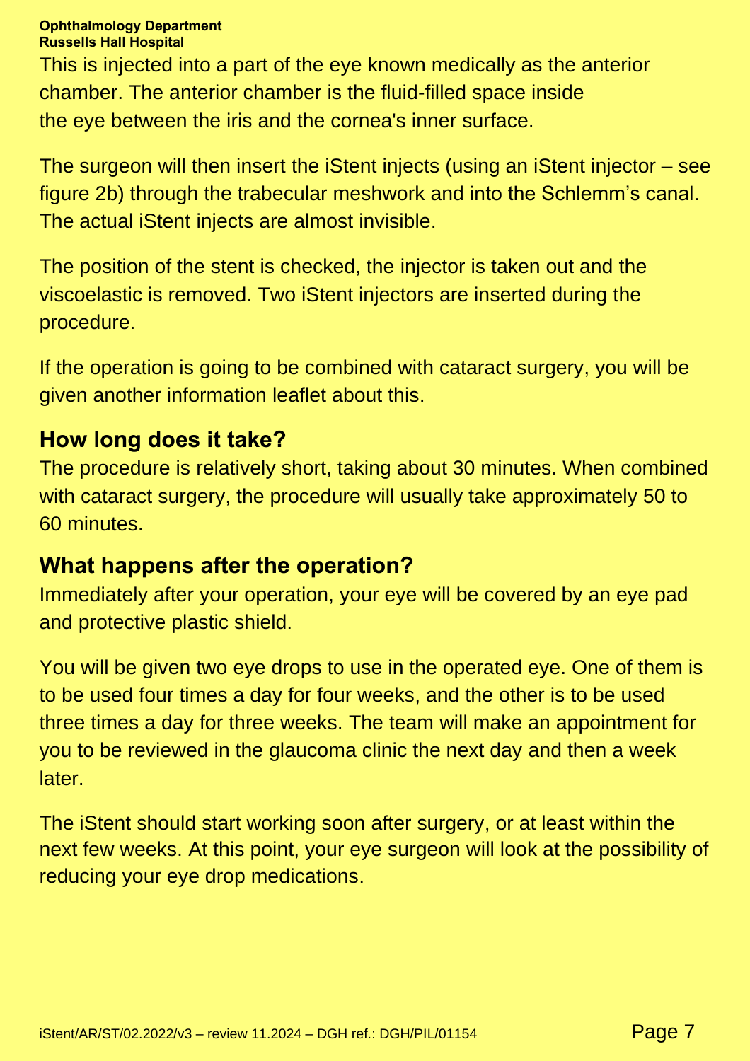This is injected into a part of the eye known medically as the anterior chamber. The anterior chamber is the fluid-filled space inside the eye between the iris and the cornea's inner surface.

The surgeon will then insert the iStent injects (using an iStent injector – see figure 2b) through the trabecular meshwork and into the Schlemm's canal. The actual iStent injects are almost invisible.

The position of the stent is checked, the injector is taken out and the viscoelastic is removed. Two iStent injectors are inserted during the procedure.

If the operation is going to be combined with cataract surgery, you will be given another information leaflet about this.

## How long does it take?

The procedure is relatively short, taking about 30 minutes. When combined with cataract surgery, the procedure will usually take approximately 50 to 60 minutes.

## What happens after the operation?

Immediately after your operation, your eye will be covered by an eye pad and protective plastic shield.

You will be given two eye drops to use in the operated eye. One of them is to be used four times a day for four weeks, and the other is to be used three times a day for three weeks. The team will make an appointment for you to be reviewed in the glaucoma clinic the next day and then a week later.

The iStent should start working soon after surgery, or at least within the next few weeks. At this point, your eye surgeon will look at the possibility of reducing your eye drop medications.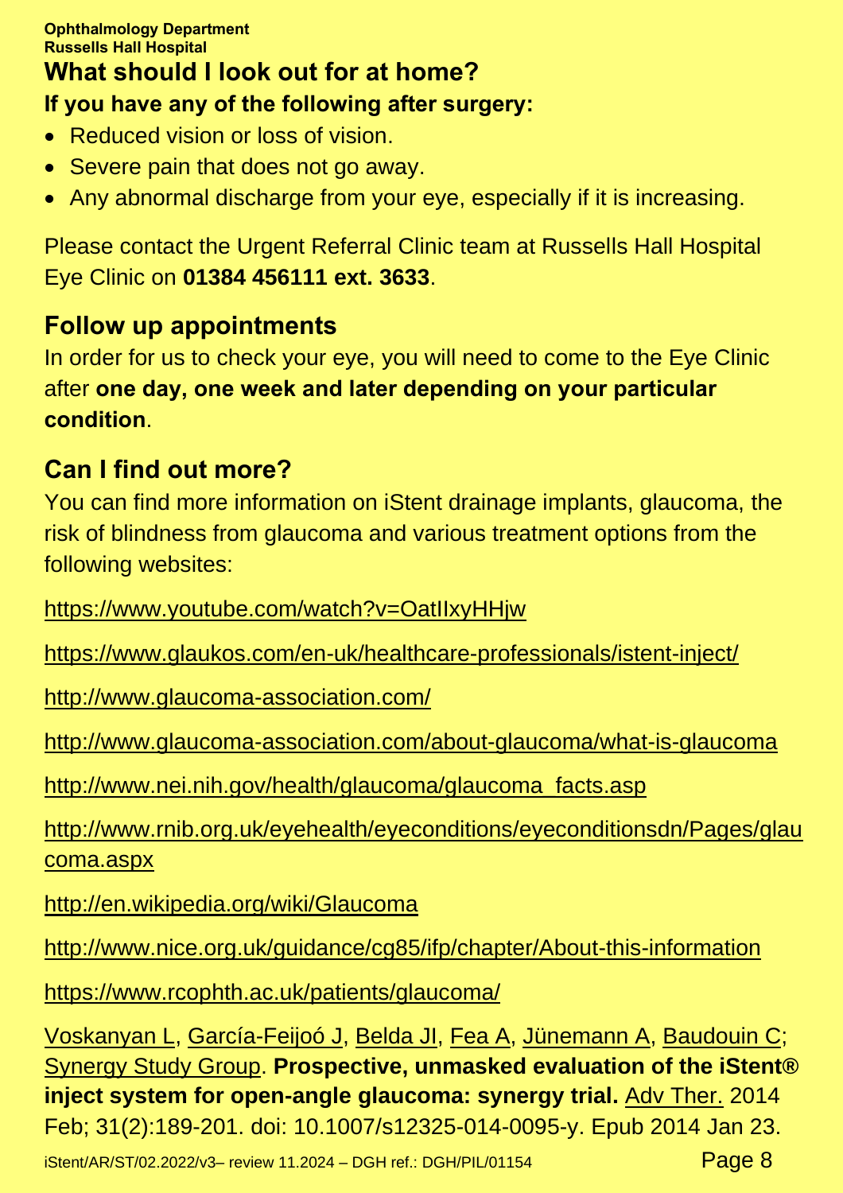## What should I look out for at home?

**If you have any of the following after surgery:**

- Reduced vision or loss of vision.
- Severe pain that does not go away.
- Any abnormal discharge from your eye, especially if it is increasing.

Please contact the Urgent Referral Clinic team at Russells Hall Hospital Eye Clinic on **01384 456111 ext. 3633**.

## Follow up appointments

In order for us to check your eye, you will need to come to the Eye Clinic after **one day, one week and later depending on your particular condition**.

## Can I find out more?

You can find more information on iStent drainage implants, glaucoma, the risk of blindness from glaucoma and various treatment options from the following websites:

https://www.youtube.com/watch?v=OatIIxyHHjw

https://www.glaukos.com/en-uk/healthcare-professionals/istent-inject/

http://www.glaucoma-association.com/

http://www.glaucoma-association.com/about-glaucoma/what-is-glaucoma

http://www.nei.nih.gov/health/glaucoma/glaucoma_facts.asp

http://www.rnib.org.uk/eyehealth/eyeconditions/eyeconditionsdn/Pages/glaucoma.aspx

http://en.wikipedia.org/wiki/Glaucoma

http://www.nice.org.uk/guidance/cg85/ifp/chapter/About-this-information

https://www.rcophth.ac.uk/patients/glaucoma/

Voskanyan L, García-Feijoó J, Belda JI, Fea A, Jünemann A, Baudouin C; Synergy Study Group. **Prospective, unmasked evaluation of the iStent® inject system for open-angle glaucoma: synergy trial.** Adv Ther. 2014 Feb; 31(2):189-201. doi: 10.1007/s12325-014-0095-y. Epub 2014 Jan 23.

iStent/AR/ST/02.2022/v3– review 11.2024 – DGH ref.: DGH/PIL/01154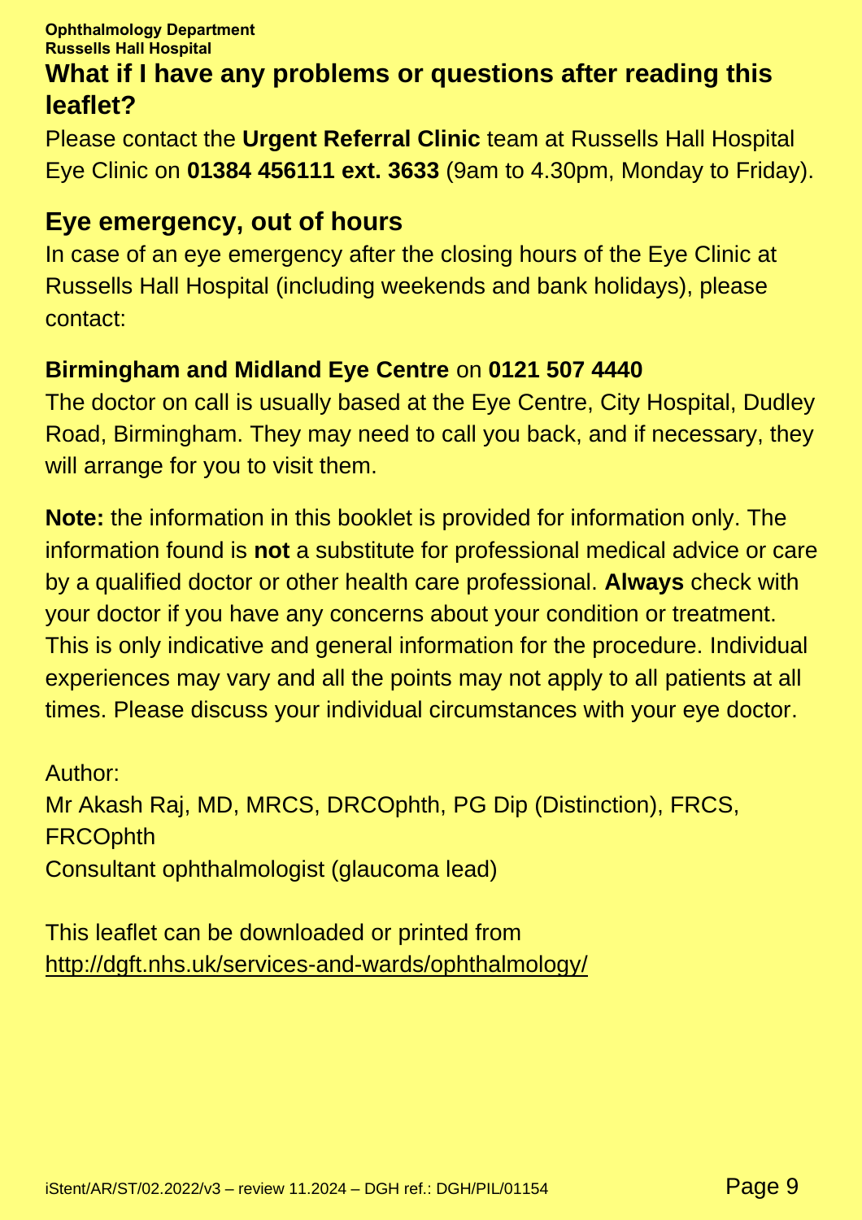## What if I have any problems or questions after reading this leaflet?

Please contact the **Urgent Referral Clinic** team at Russells Hall Hospital Eye Clinic on **01384 456111 ext. 3633** (9am to 4.30pm, Monday to Friday).

## Eye emergency, out of hours

In case of an eye emergency after the closing hours of the Eye Clinic at Russells Hall Hospital (including weekends and bank holidays), please contact:

**Birmingham and Midland Eye Centre** on **0121 507 4440**

The doctor on call is usually based at the Eye Centre, City Hospital, Dudley Road, Birmingham. They may need to call you back, and if necessary, they will arrange for you to visit them.

**Note:** the information in this booklet is provided for information only. The information found is **not** a substitute for professional medical advice or care by a qualified doctor or other health care professional. **Always** check with your doctor if you have any concerns about your condition or treatment. This is only indicative and general information for the procedure. Individual experiences may vary and all the points may not apply to all patients at all times. Please discuss your individual circumstances with your eye doctor.

Author:
Mr Akash Raj, MD, MRCS, DRCOphth, PG Dip (Distinction), FRCS, FRCOphth
Consultant ophthalmologist (glaucoma lead)

This leaflet can be downloaded or printed from
http://dgft.nhs.uk/services-and-wards/ophthalmology/

iStent/AR/ST/02.2022/v3 – review 11.2024 – DGH ref.: DGH/PIL/01154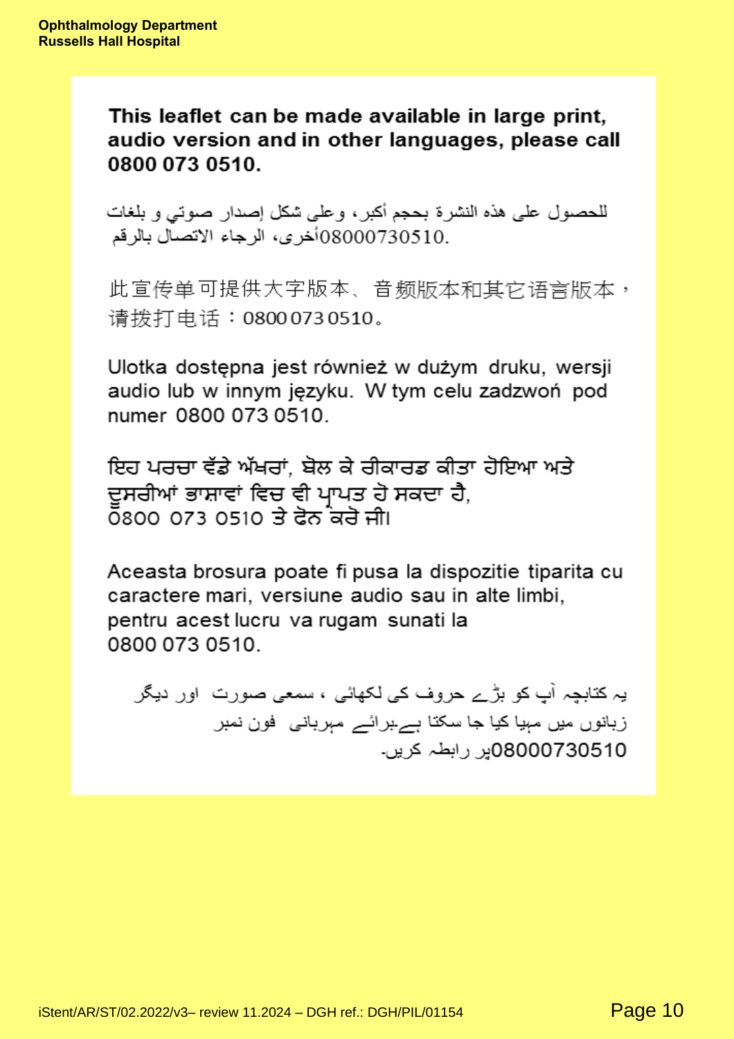**Ophthalmology Department**
**Russells Hall Hospital**

**This leaflet can be made available in large print, audio version and in other languages, please call 0800 073 0510.**

للحصول على هذه النشرة بحجم أكبر، وعلى شكل إصدار صوتي و بلغات أخرى، الرجاء الاتصال بالرقم 08000730510.

此宣传单可提供大字版本、音频版本和其它语言版本，请拨打电话：0800 073 0510。

Ulotka dostępna jest również w dużym druku, wersji audio lub w innym języku. W tym celu zadzwoń pod numer 0800 073 0510.

ਇਹ ਪਰਚਾ ਵੱਡੇ ਅੱਖਰਾਂ, ਬੋਲ ਕੇ ਰੀਕਾਰਡ ਕੀਤਾ ਹੋਇਆ ਅਤੇ ਦੂਸਰੀਆਂ ਭਾਸ਼ਾਵਾਂ ਵਿਚ ਵੀ ਪ੍ਰਾਪਤ ਹੋ ਸਕਦਾ ਹੈ, 0800 073 0510 ਤੇ ਫੋਨ ਕਰੋ ਜੀ।

Aceasta brosura poate fi pusa la dispozitie tiparita cu caractere mari, versiune audio sau in alte limbi, pentru acest lucru va rugam sunati la 0800 073 0510.

یہ کتابچہ آپ کو بڑے حروف کی لکھائی ، سمعی صورت اور دیگر زبانوں میں مہیا کیا جا سکتا ہے۔برائے مہربانی فون نمبر 08000730510پر رابطہ کریں۔

iStent/AR/ST/02.2022/v3– review 11.2024 – DGH ref.: DGH/PIL/01154